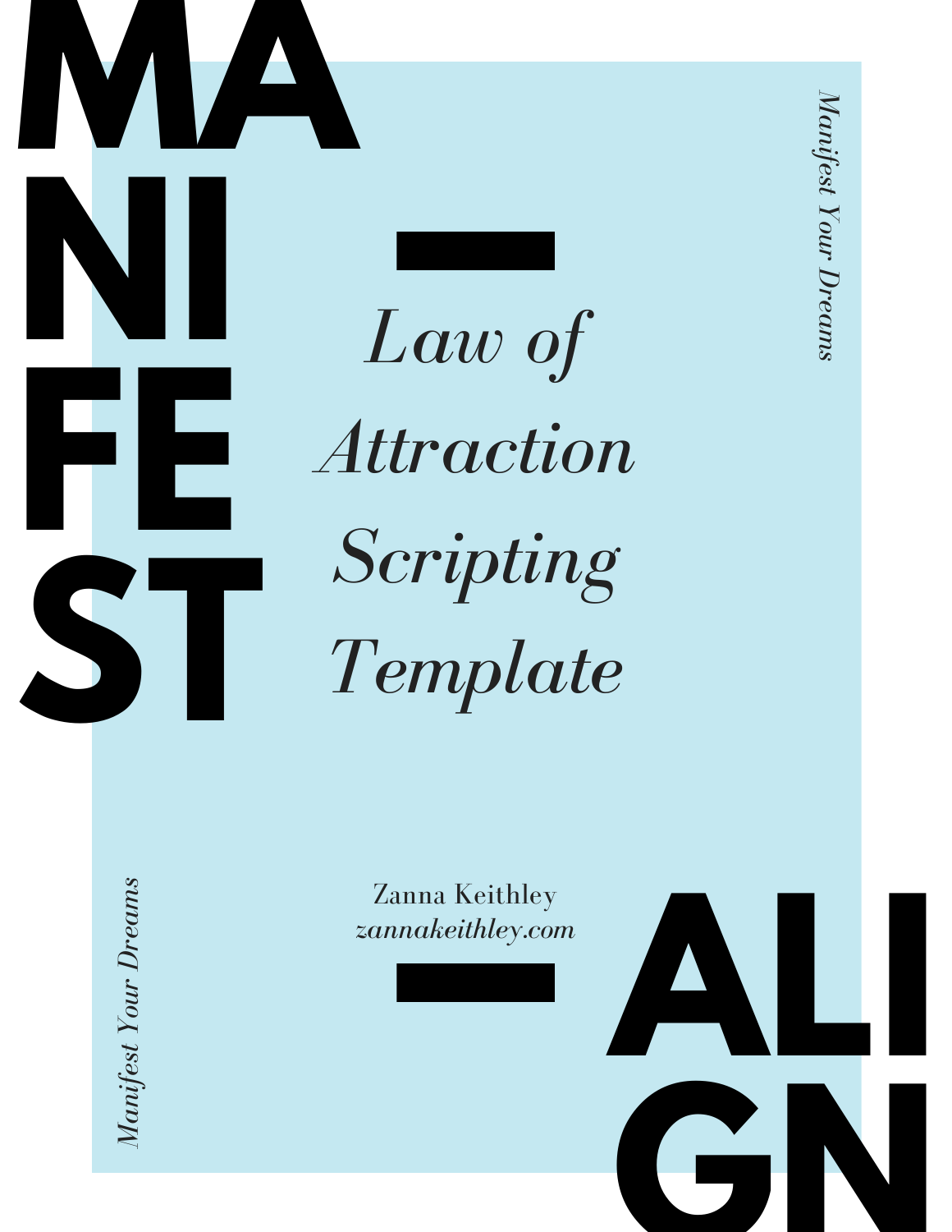MANIFEST

Manifest Your Dreams

# Law of Attraction Scripting Template

Zanna Keithley
*zannakeithley.com*

Manifest Your Dreams

ALIGN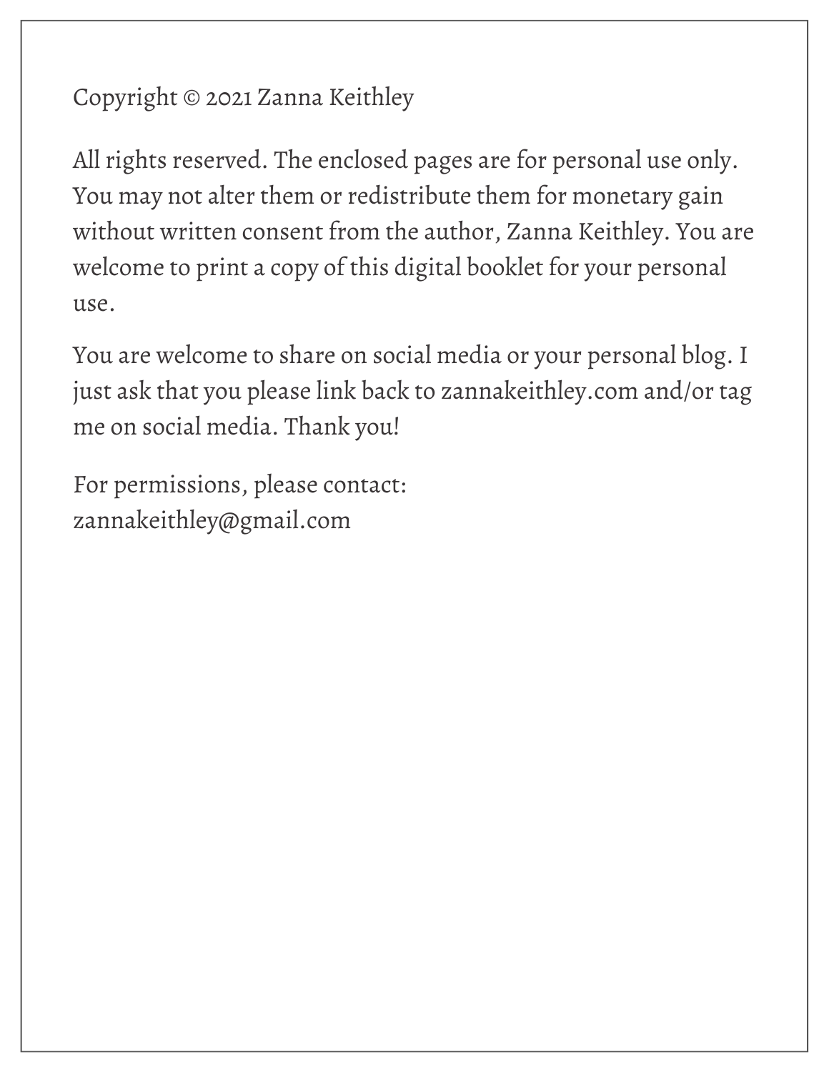Copyright © 2021 Zanna Keithley

All rights reserved. The enclosed pages are for personal use only. You may not alter them or redistribute them for monetary gain without written consent from the author, Zanna Keithley. You are welcome to print a copy of this digital booklet for your personal use.

You are welcome to share on social media or your personal blog. I just ask that you please link back to zannakeithley.com and/or tag me on social media. Thank you!

For permissions, please contact:
zannakeithley@gmail.com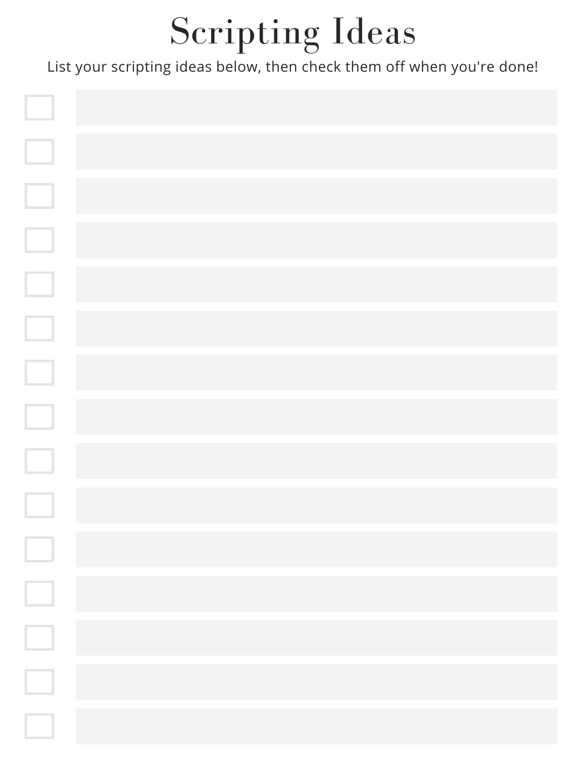# Scripting Ideas

List your scripting ideas below, then check them off when you're done!

- [ ] 
- [ ] 
- [ ] 
- [ ] 
- [ ] 
- [ ] 
- [ ] 
- [ ] 
- [ ] 
- [ ] 
- [ ] 
- [ ] 
- [ ] 
- [ ] 
- [ ]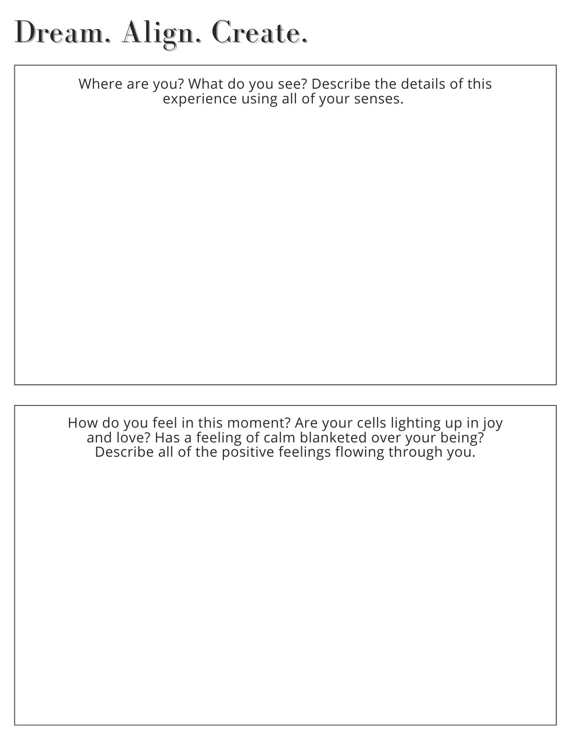# Dream. Align. Create.

Where are you? What do you see? Describe the details of this experience using all of your senses.

How do you feel in this moment? Are your cells lighting up in joy and love? Has a feeling of calm blanketed over your being? Describe all of the positive feelings flowing through you.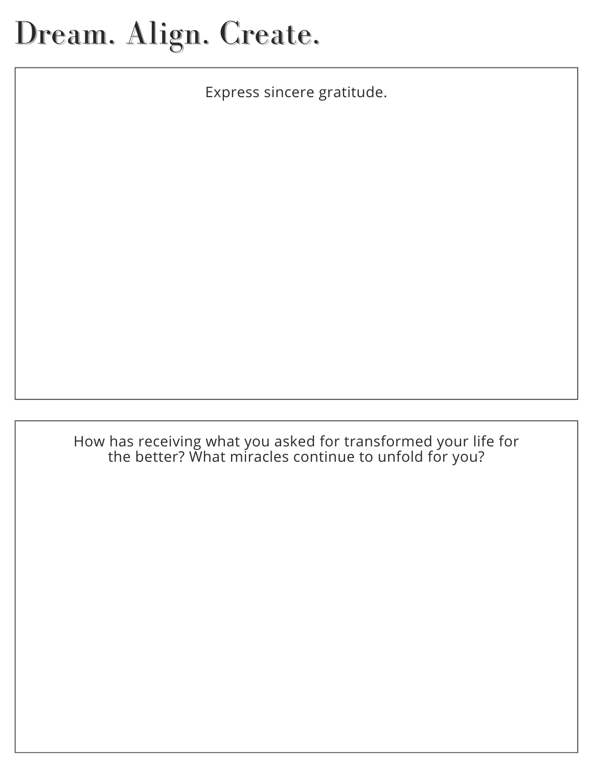# Dream. Align. Create.

Express sincere gratitude.

How has receiving what you asked for transformed your life for the better? What miracles continue to unfold for you?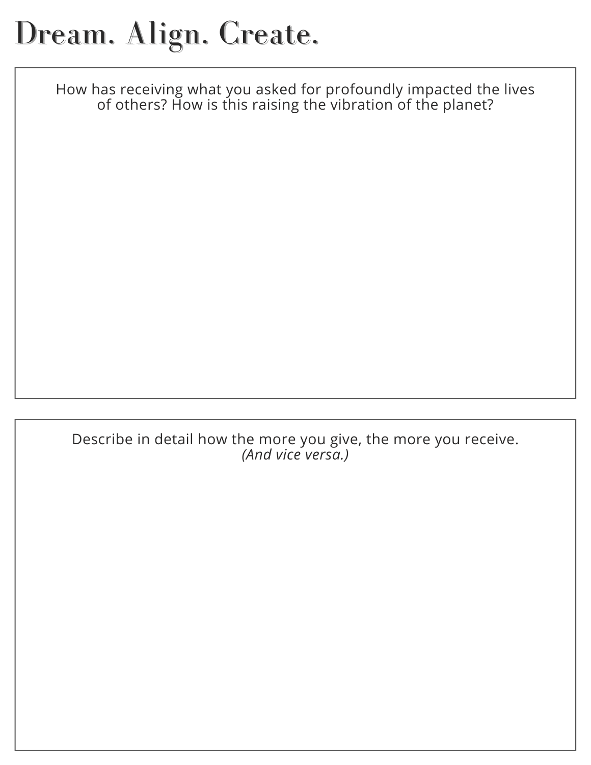# Dream. Align. Create.

How has receiving what you asked for profoundly impacted the lives of others? How is this raising the vibration of the planet?

Describe in detail how the more you give, the more you receive.
*(And vice versa.)*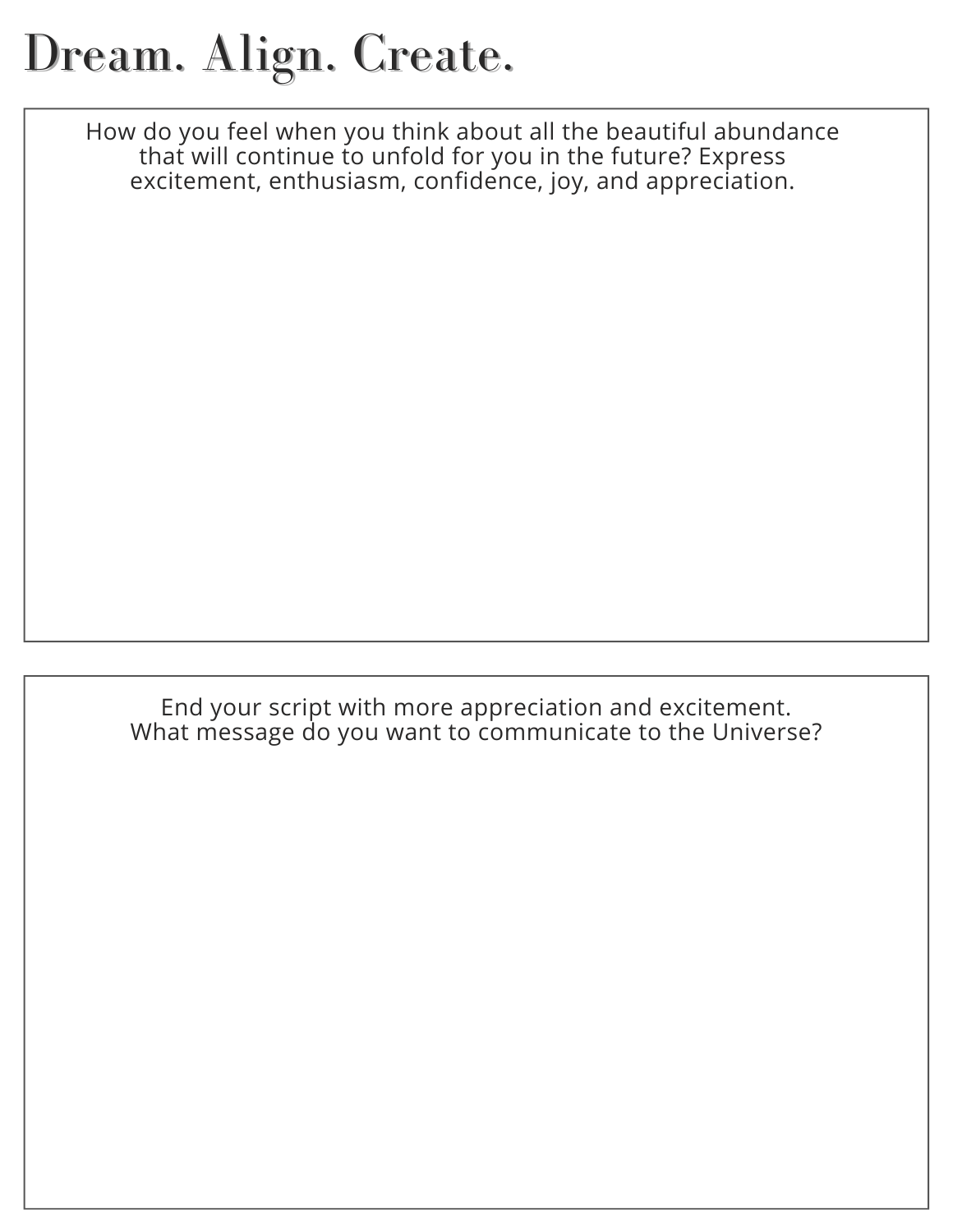# Dream. Align. Create.

How do you feel when you think about all the beautiful abundance that will continue to unfold for you in the future? Express excitement, enthusiasm, confidence, joy, and appreciation.

End your script with more appreciation and excitement. What message do you want to communicate to the Universe?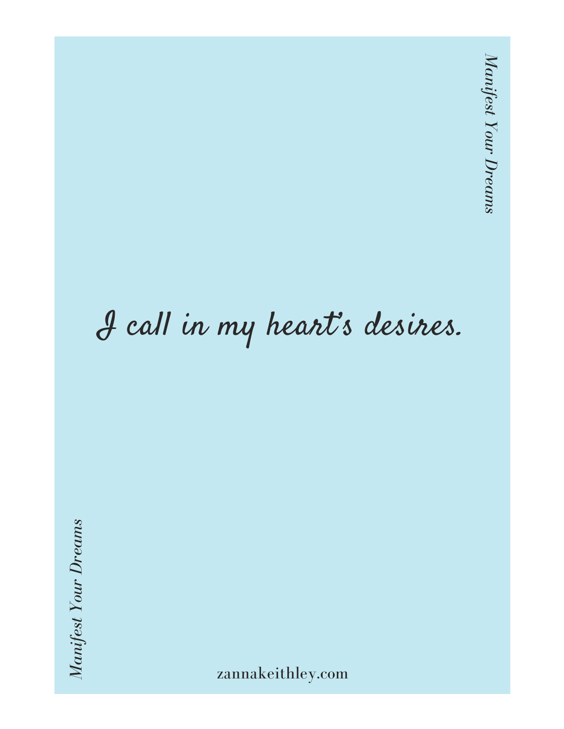*Manifest Your Dreams*

*I call in my heart's desires.*

*Manifest Your Dreams*

zannakeithley.com